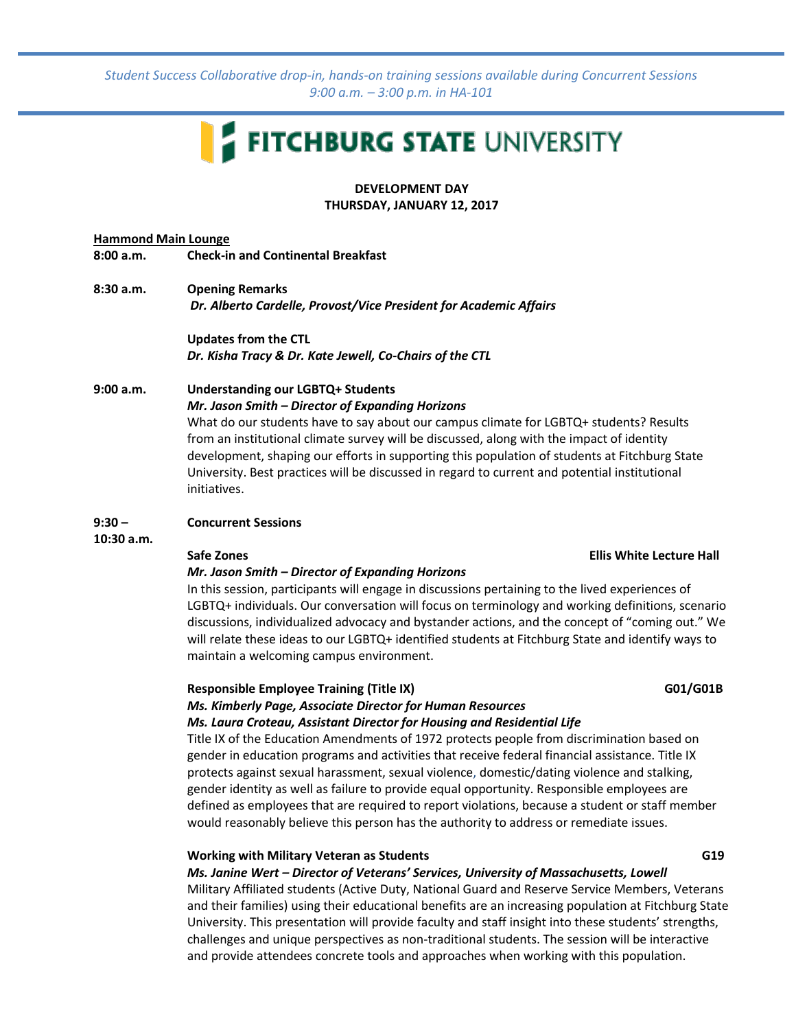*Student Success Collaborative drop-in, hands-on training sessions available during Concurrent Sessions 9:00 a.m. – 3:00 p.m. in HA-101*

# FITCHBURG STATE UNIVERSITY

**DEVELOPMENT DAY**
**THURSDAY, JANUARY 12, 2017**

**Hammond Main Lounge**

**8:00 a.m.** **Check-in and Continental Breakfast**

**8:30 a.m.** **Opening Remarks**
***Dr. Alberto Cardelle, Provost/Vice President for Academic Affairs***

**Updates from the CTL**
***Dr. Kisha Tracy & Dr. Kate Jewell, Co-Chairs of the CTL***

**9:00 a.m.** **Understanding our LGBTQ+ Students**
***Mr. Jason Smith – Director of Expanding Horizons***
What do our students have to say about our campus climate for LGBTQ+ students? Results from an institutional climate survey will be discussed, along with the impact of identity development, shaping our efforts in supporting this population of students at Fitchburg State University. Best practices will be discussed in regard to current and potential institutional initiatives.

**9:30 – 10:30 a.m.** **Concurrent Sessions**

**Safe Zones** — **Ellis White Lecture Hall**
***Mr. Jason Smith – Director of Expanding Horizons***
In this session, participants will engage in discussions pertaining to the lived experiences of LGBTQ+ individuals. Our conversation will focus on terminology and working definitions, scenario discussions, individualized advocacy and bystander actions, and the concept of "coming out." We will relate these ideas to our LGBTQ+ identified students at Fitchburg State and identify ways to maintain a welcoming campus environment.

**Responsible Employee Training (Title IX)** — **G01/G01B**
***Ms. Kimberly Page, Associate Director for Human Resources***
***Ms. Laura Croteau, Assistant Director for Housing and Residential Life***
Title IX of the Education Amendments of 1972 protects people from discrimination based on gender in education programs and activities that receive federal financial assistance. Title IX protects against sexual harassment, sexual violence, domestic/dating violence and stalking, gender identity as well as failure to provide equal opportunity. Responsible employees are defined as employees that are required to report violations, because a student or staff member would reasonably believe this person has the authority to address or remediate issues.

**Working with Military Veteran as Students** — **G19**
***Ms. Janine Wert – Director of Veterans' Services, University of Massachusetts, Lowell***
Military Affiliated students (Active Duty, National Guard and Reserve Service Members, Veterans and their families) using their educational benefits are an increasing population at Fitchburg State University. This presentation will provide faculty and staff insight into these students' strengths, challenges and unique perspectives as non-traditional students. The session will be interactive and provide attendees concrete tools and approaches when working with this population.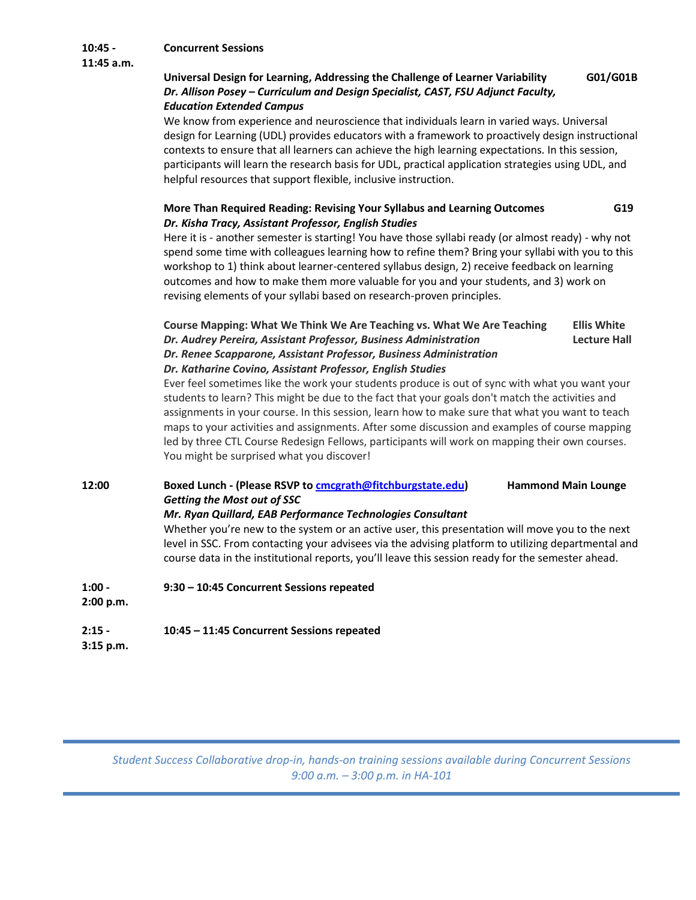**10:45 - 11:45 a.m.** **Concurrent Sessions**

**Universal Design for Learning, Addressing the Challenge of Learner Variability** **G01/G01B**
***Dr. Allison Posey – Curriculum and Design Specialist, CAST, FSU Adjunct Faculty, Education Extended Campus***
We know from experience and neuroscience that individuals learn in varied ways. Universal design for Learning (UDL) provides educators with a framework to proactively design instructional contexts to ensure that all learners can achieve the high learning expectations. In this session, participants will learn the research basis for UDL, practical application strategies using UDL, and helpful resources that support flexible, inclusive instruction.

**More Than Required Reading: Revising Your Syllabus and Learning Outcomes** **G19**
***Dr. Kisha Tracy, Assistant Professor, English Studies***
Here it is - another semester is starting! You have those syllabi ready (or almost ready) - why not spend some time with colleagues learning how to refine them? Bring your syllabi with you to this workshop to 1) think about learner-centered syllabus design, 2) receive feedback on learning outcomes and how to make them more valuable for you and your students, and 3) work on revising elements of your syllabi based on research-proven principles.

**Course Mapping: What We Think We Are Teaching vs. What We Are Teaching** **Ellis White Lecture Hall**
***Dr. Audrey Pereira, Assistant Professor, Business Administration***
***Dr. Renee Scapparone, Assistant Professor, Business Administration***
***Dr. Katharine Covino, Assistant Professor, English Studies***
Ever feel sometimes like the work your students produce is out of sync with what you want your students to learn? This might be due to the fact that your goals don't match the activities and assignments in your course. In this session, learn how to make sure that what you want to teach maps to your activities and assignments. After some discussion and examples of course mapping led by three CTL Course Redesign Fellows, participants will work on mapping their own courses. You might be surprised what you discover!

**12:00** **Boxed Lunch - (Please RSVP to [cmcgrath@fitchburgstate.edu](mailto:cmcgrath@fitchburgstate.edu))** **Hammond Main Lounge**
***Getting the Most out of SSC***
***Mr. Ryan Quillard, EAB Performance Technologies Consultant***
Whether you're new to the system or an active user, this presentation will move you to the next level in SSC. From contacting your advisees via the advising platform to utilizing departmental and course data in the institutional reports, you'll leave this session ready for the semester ahead.

**1:00 - 2:00 p.m.** **9:30 – 10:45 Concurrent Sessions repeated**

**2:15 - 3:15 p.m.** **10:45 – 11:45 Concurrent Sessions repeated**

---

*Student Success Collaborative drop-in, hands-on training sessions available during Concurrent Sessions 9:00 a.m. – 3:00 p.m. in HA-101*

---